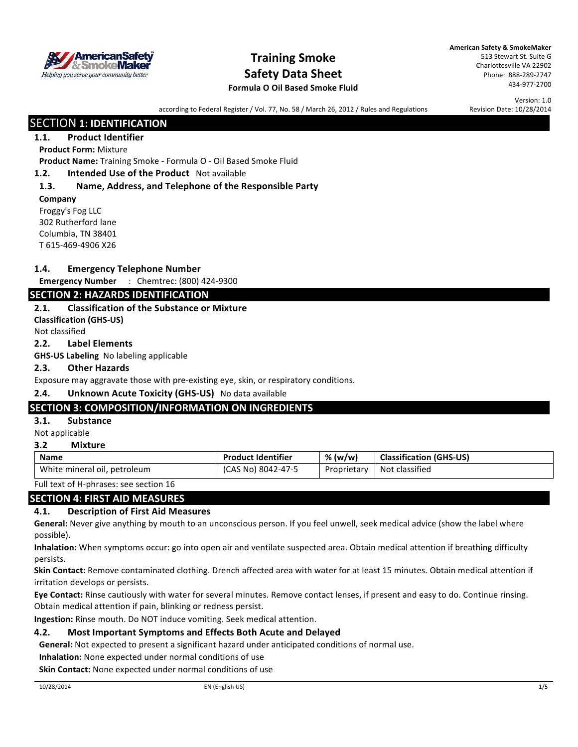# Training Smoke Safety Data Sheet

**Formula O Oil Based Smoke Fluid**

**American Safety & SmokeMaker**
513 Stewart St. Suite G
Charlottesville VA 22902
Phone: 888-289-2747
434-977-2700

according to Federal Register / Vol. 77, No. 58 / March 26, 2012 / Rules and Regulations

Version: 1.0
Revision Date: 10/28/2014

## SECTION 1: IDENTIFICATION

### 1.1. Product Identifier

**Product Form:** Mixture

**Product Name:** Training Smoke - Formula O - Oil Based Smoke Fluid

### 1.2. Intended Use of the Product Not available

### 1.3. Name, Address, and Telephone of the Responsible Party

**Company**

Froggy's Fog LLC
302 Rutherford lane
Columbia, TN 38401
T 615-469-4906 X26

### 1.4. Emergency Telephone Number

**Emergency Number** : Chemtrec: (800) 424-9300

## SECTION 2: HAZARDS IDENTIFICATION

### 2.1. Classification of the Substance or Mixture

**Classification (GHS-US)**

Not classified

### 2.2. Label Elements

**GHS-US Labeling** No labeling applicable

### 2.3. Other Hazards

Exposure may aggravate those with pre-existing eye, skin, or respiratory conditions.

### 2.4. Unknown Acute Toxicity (GHS-US) No data available

## SECTION 3: COMPOSITION/INFORMATION ON INGREDIENTS

### 3.1. Substance

Not applicable

### 3.2 Mixture

| Name | Product Identifier | % (w/w) | Classification (GHS-US) |
|---|---|---|---|
| White mineral oil, petroleum | (CAS No) 8042-47-5 | Proprietary | Not classified |

Full text of H-phrases: see section 16

## SECTION 4: FIRST AID MEASURES

### 4.1. Description of First Aid Measures

**General:** Never give anything by mouth to an unconscious person. If you feel unwell, seek medical advice (show the label where possible).

**Inhalation:** When symptoms occur: go into open air and ventilate suspected area. Obtain medical attention if breathing difficulty persists.

**Skin Contact:** Remove contaminated clothing. Drench affected area with water for at least 15 minutes. Obtain medical attention if irritation develops or persists.

**Eye Contact:** Rinse cautiously with water for several minutes. Remove contact lenses, if present and easy to do. Continue rinsing. Obtain medical attention if pain, blinking or redness persist.

**Ingestion:** Rinse mouth. Do NOT induce vomiting. Seek medical attention.

### 4.2. Most Important Symptoms and Effects Both Acute and Delayed

**General:** Not expected to present a significant hazard under anticipated conditions of normal use.

**Inhalation:** None expected under normal conditions of use

**Skin Contact:** None expected under normal conditions of use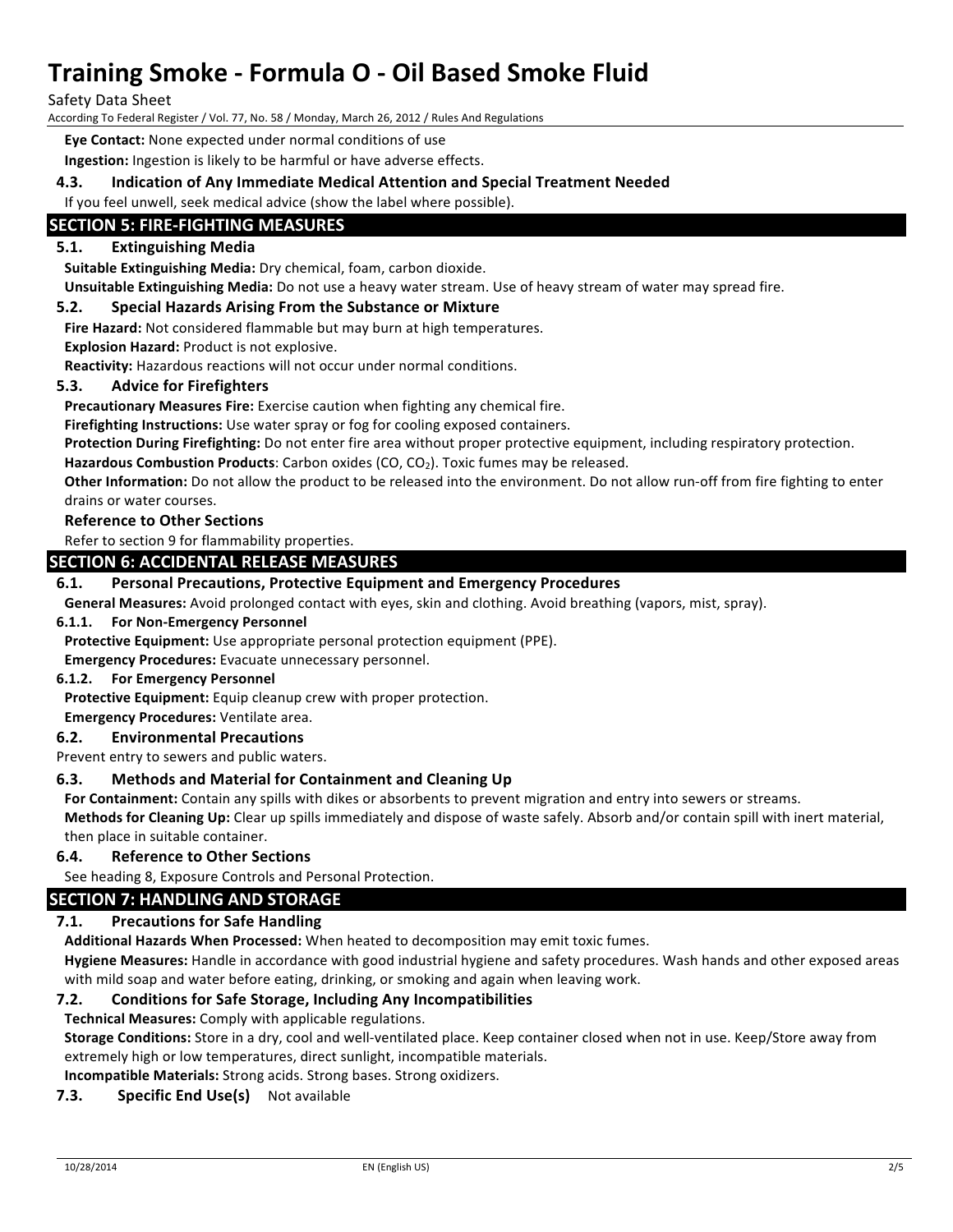**Eye Contact:** None expected under normal conditions of use

**Ingestion:** Ingestion is likely to be harmful or have adverse effects.

### 4.3. Indication of Any Immediate Medical Attention and Special Treatment Needed

If you feel unwell, seek medical advice (show the label where possible).

## SECTION 5: FIRE-FIGHTING MEASURES

### 5.1. Extinguishing Media

**Suitable Extinguishing Media:** Dry chemical, foam, carbon dioxide.

**Unsuitable Extinguishing Media:** Do not use a heavy water stream. Use of heavy stream of water may spread fire.

### 5.2. Special Hazards Arising From the Substance or Mixture

**Fire Hazard:** Not considered flammable but may burn at high temperatures.

**Explosion Hazard:** Product is not explosive.

**Reactivity:** Hazardous reactions will not occur under normal conditions.

### 5.3. Advice for Firefighters

**Precautionary Measures Fire:** Exercise caution when fighting any chemical fire.

**Firefighting Instructions:** Use water spray or fog for cooling exposed containers.

**Protection During Firefighting:** Do not enter fire area without proper protective equipment, including respiratory protection.

**Hazardous Combustion Products**: Carbon oxides (CO, $CO_2$). Toxic fumes may be released.

**Other Information:** Do not allow the product to be released into the environment. Do not allow run-off from fire fighting to enter drains or water courses.

**Reference to Other Sections**

Refer to section 9 for flammability properties.

## SECTION 6: ACCIDENTAL RELEASE MEASURES

### 6.1. Personal Precautions, Protective Equipment and Emergency Procedures

**General Measures:** Avoid prolonged contact with eyes, skin and clothing. Avoid breathing (vapors, mist, spray).

#### 6.1.1. For Non-Emergency Personnel

**Protective Equipment:** Use appropriate personal protection equipment (PPE).

**Emergency Procedures:** Evacuate unnecessary personnel.

#### 6.1.2. For Emergency Personnel

**Protective Equipment:** Equip cleanup crew with proper protection.

**Emergency Procedures:** Ventilate area.

### 6.2. Environmental Precautions

Prevent entry to sewers and public waters.

### 6.3. Methods and Material for Containment and Cleaning Up

**For Containment:** Contain any spills with dikes or absorbents to prevent migration and entry into sewers or streams.

**Methods for Cleaning Up:** Clear up spills immediately and dispose of waste safely. Absorb and/or contain spill with inert material, then place in suitable container.

### 6.4. Reference to Other Sections

See heading 8, Exposure Controls and Personal Protection.

## SECTION 7: HANDLING AND STORAGE

### 7.1. Precautions for Safe Handling

**Additional Hazards When Processed:** When heated to decomposition may emit toxic fumes.

**Hygiene Measures:** Handle in accordance with good industrial hygiene and safety procedures. Wash hands and other exposed areas with mild soap and water before eating, drinking, or smoking and again when leaving work.

### 7.2. Conditions for Safe Storage, Including Any Incompatibilities

**Technical Measures:** Comply with applicable regulations.

**Storage Conditions:** Store in a dry, cool and well-ventilated place. Keep container closed when not in use. Keep/Store away from extremely high or low temperatures, direct sunlight, incompatible materials.

**Incompatible Materials:** Strong acids. Strong bases. Strong oxidizers.

### 7.3. Specific End Use(s) 

Not available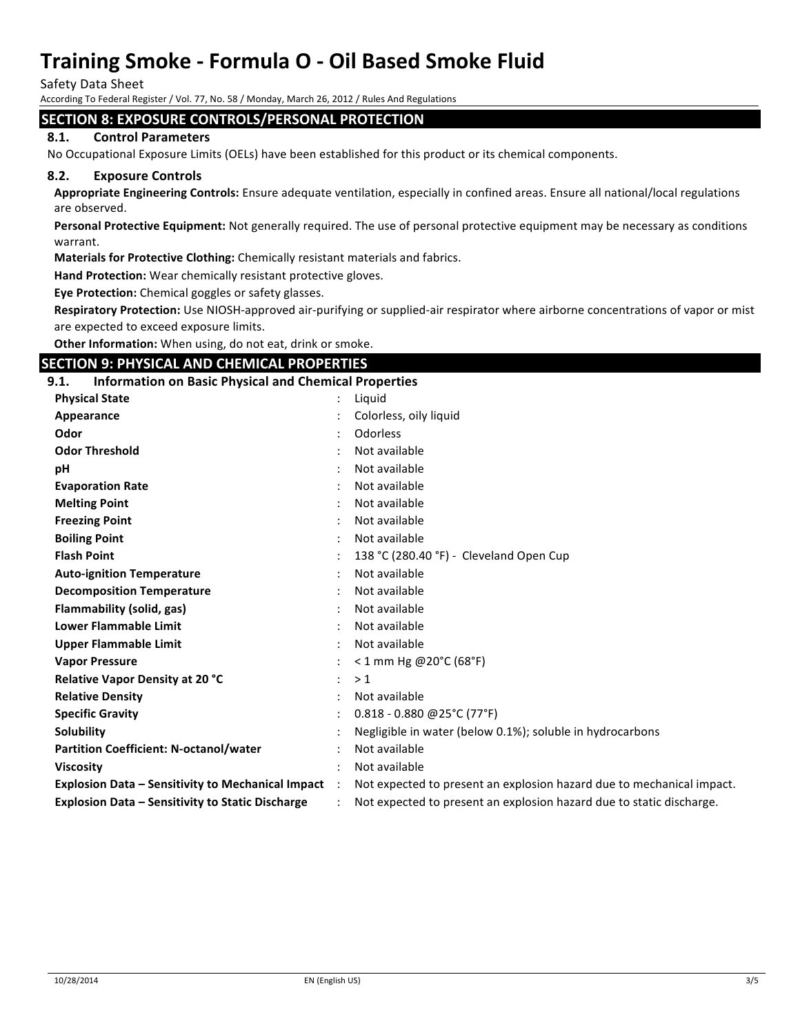## SECTION 8: EXPOSURE CONTROLS/PERSONAL PROTECTION

### 8.1. Control Parameters

No Occupational Exposure Limits (OELs) have been established for this product or its chemical components.

### 8.2. Exposure Controls

**Appropriate Engineering Controls:** Ensure adequate ventilation, especially in confined areas. Ensure all national/local regulations are observed.

**Personal Protective Equipment:** Not generally required. The use of personal protective equipment may be necessary as conditions warrant.

**Materials for Protective Clothing:** Chemically resistant materials and fabrics.

**Hand Protection:** Wear chemically resistant protective gloves.

**Eye Protection:** Chemical goggles or safety glasses.

**Respiratory Protection:** Use NIOSH-approved air-purifying or supplied-air respirator where airborne concentrations of vapor or mist are expected to exceed exposure limits.

**Other Information:** When using, do not eat, drink or smoke.

## SECTION 9: PHYSICAL AND CHEMICAL PROPERTIES

### 9.1. Information on Basic Physical and Chemical Properties

| Property | Value |
|---|---|
| **Physical State** | Liquid |
| **Appearance** | Colorless, oily liquid |
| **Odor** | Odorless |
| **Odor Threshold** | Not available |
| **pH** | Not available |
| **Evaporation Rate** | Not available |
| **Melting Point** | Not available |
| **Freezing Point** | Not available |
| **Boiling Point** | Not available |
| **Flash Point** | 138 °C (280.40 °F) - Cleveland Open Cup |
| **Auto-ignition Temperature** | Not available |
| **Decomposition Temperature** | Not available |
| **Flammability (solid, gas)** | Not available |
| **Lower Flammable Limit** | Not available |
| **Upper Flammable Limit** | Not available |
| **Vapor Pressure** | < 1 mm Hg @20°C (68°F) |
| **Relative Vapor Density at 20 °C** | > 1 |
| **Relative Density** | Not available |
| **Specific Gravity** | 0.818 - 0.880 @25°C (77°F) |
| **Solubility** | Negligible in water (below 0.1%); soluble in hydrocarbons |
| **Partition Coefficient: N-octanol/water** | Not available |
| **Viscosity** | Not available |
| **Explosion Data – Sensitivity to Mechanical Impact** | Not expected to present an explosion hazard due to mechanical impact. |
| **Explosion Data – Sensitivity to Static Discharge** | Not expected to present an explosion hazard due to static discharge. |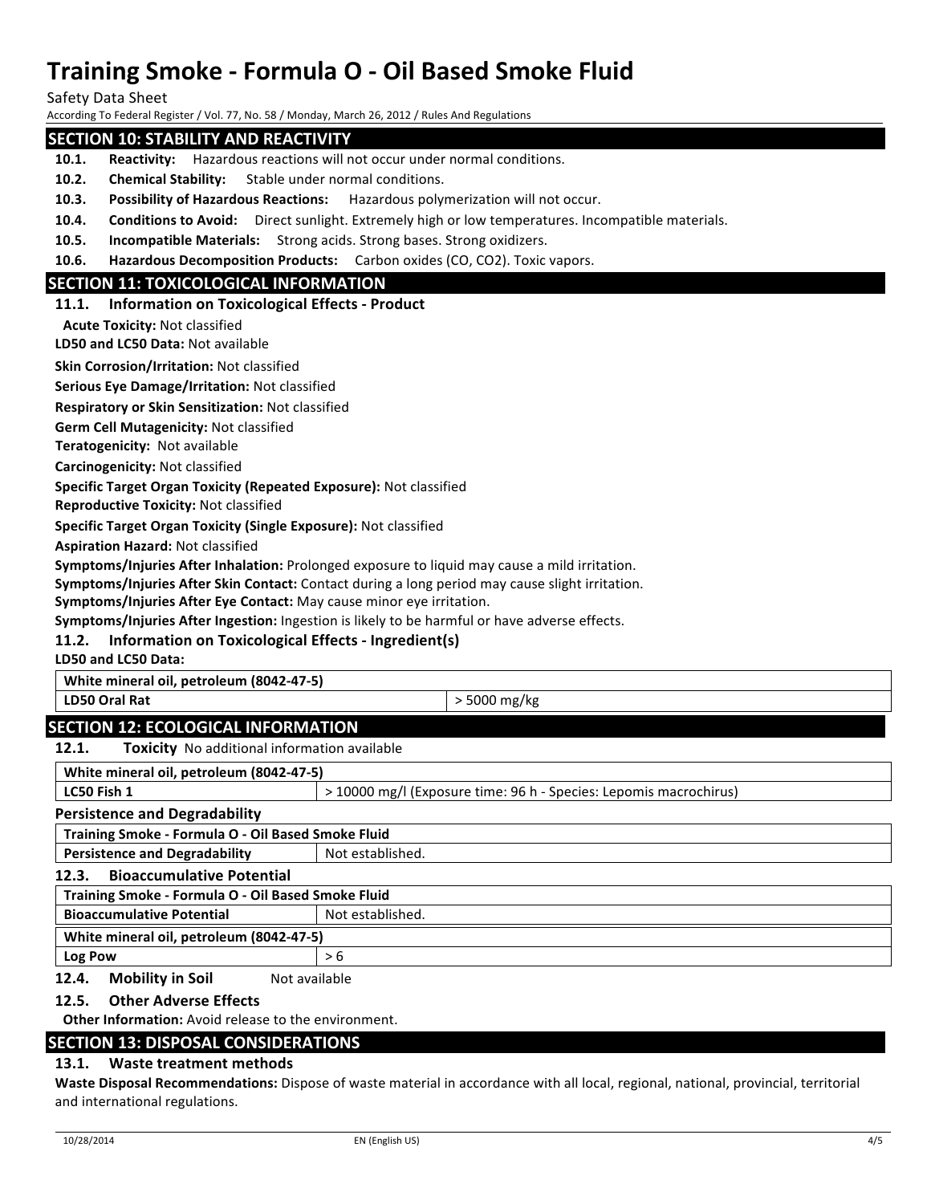## SECTION 10: STABILITY AND REACTIVITY

**10.1. Reactivity:** Hazardous reactions will not occur under normal conditions.

**10.2. Chemical Stability:** Stable under normal conditions.

**10.3. Possibility of Hazardous Reactions:** Hazardous polymerization will not occur.

**10.4. Conditions to Avoid:** Direct sunlight. Extremely high or low temperatures. Incompatible materials.

**10.5. Incompatible Materials:** Strong acids. Strong bases. Strong oxidizers.

**10.6. Hazardous Decomposition Products:** Carbon oxides (CO, $CO_2$). Toxic vapors.

## SECTION 11: TOXICOLOGICAL INFORMATION

### 11.1. Information on Toxicological Effects - Product

**Acute Toxicity:** Not classified

**LD50 and LC50 Data:** Not available

**Skin Corrosion/Irritation:** Not classified

**Serious Eye Damage/Irritation:** Not classified

**Respiratory or Skin Sensitization:** Not classified

**Germ Cell Mutagenicity:** Not classified

**Teratogenicity:** Not available

**Carcinogenicity:** Not classified

**Specific Target Organ Toxicity (Repeated Exposure):** Not classified

**Reproductive Toxicity:** Not classified

**Specific Target Organ Toxicity (Single Exposure):** Not classified

**Aspiration Hazard:** Not classified

**Symptoms/Injuries After Inhalation:** Prolonged exposure to liquid may cause a mild irritation.

**Symptoms/Injuries After Skin Contact:** Contact during a long period may cause slight irritation.

**Symptoms/Injuries After Eye Contact:** May cause minor eye irritation.

**Symptoms/Injuries After Ingestion:** Ingestion is likely to be harmful or have adverse effects.

### 11.2. Information on Toxicological Effects - Ingredient(s)

**LD50 and LC50 Data:**

| White mineral oil, petroleum (8042-47-5) | |
|---|---|
| LD50 Oral Rat | > 5000 mg/kg |

## SECTION 12: ECOLOGICAL INFORMATION

**12.1. Toxicity** No additional information available

| White mineral oil, petroleum (8042-47-5) | |
|---|---|
| LC50 Fish 1 | > 10000 mg/l (Exposure time: 96 h - Species: Lepomis macrochirus) |

### Persistence and Degradability

| Training Smoke - Formula O - Oil Based Smoke Fluid | |
|---|---|
| Persistence and Degradability | Not established. |

### 12.3. Bioaccumulative Potential

| Training Smoke - Formula O - Oil Based Smoke Fluid | |
|---|---|
| Bioaccumulative Potential | Not established. |
| **White mineral oil, petroleum (8042-47-5)** | |
| Log Pow | > 6 |

**12.4. Mobility in Soil** Not available

### 12.5. Other Adverse Effects

**Other Information:** Avoid release to the environment.

## SECTION 13: DISPOSAL CONSIDERATIONS

### 13.1. Waste treatment methods

**Waste Disposal Recommendations:** Dispose of waste material in accordance with all local, regional, national, provincial, territorial and international regulations.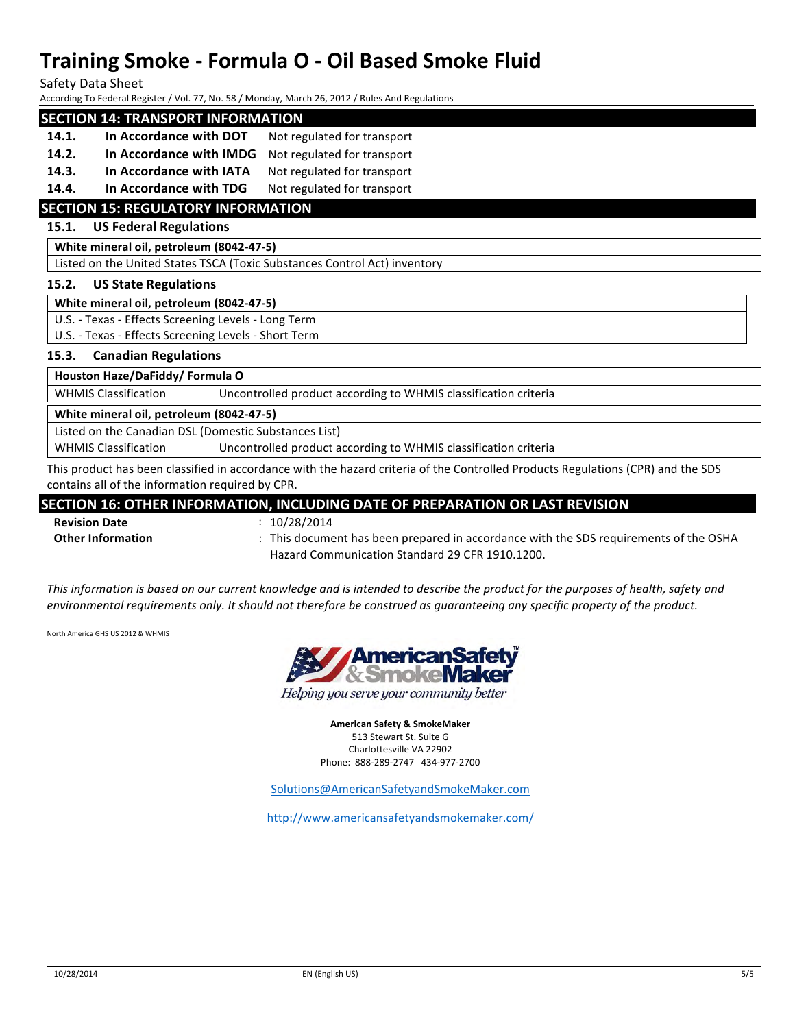# Training Smoke - Formula O - Oil Based Smoke Fluid

Safety Data Sheet

According To Federal Register / Vol. 77, No. 58 / Monday, March 26, 2012 / Rules And Regulations

## SECTION 14: TRANSPORT INFORMATION

| | | |
|---|---|---|
| **14.1.** | **In Accordance with DOT** | Not regulated for transport |
| **14.2.** | **In Accordance with IMDG** | Not regulated for transport |
| **14.3.** | **In Accordance with IATA** | Not regulated for transport |
| **14.4.** | **In Accordance with TDG** | Not regulated for transport |

## SECTION 15: REGULATORY INFORMATION

### 15.1. US Federal Regulations

| **White mineral oil, petroleum (8042-47-5)** |
|---|
| Listed on the United States TSCA (Toxic Substances Control Act) inventory |

### 15.2. US State Regulations

| **White mineral oil, petroleum (8042-47-5)** |
|---|
| U.S. - Texas - Effects Screening Levels - Long Term |
| U.S. - Texas - Effects Screening Levels - Short Term |

### 15.3. Canadian Regulations

| **Houston Haze/DaFiddy/ Formula O** | |
|---|---|
| WHMIS Classification | Uncontrolled product according to WHMIS classification criteria |

| **White mineral oil, petroleum (8042-47-5)** | |
|---|---|
| Listed on the Canadian DSL (Domestic Substances List) | |
| WHMIS Classification | Uncontrolled product according to WHMIS classification criteria |

This product has been classified in accordance with the hazard criteria of the Controlled Products Regulations (CPR) and the SDS contains all of the information required by CPR.

## SECTION 16: OTHER INFORMATION, INCLUDING DATE OF PREPARATION OR LAST REVISION

**Revision Date** : 10/28/2014

**Other Information** : This document has been prepared in accordance with the SDS requirements of the OSHA Hazard Communication Standard 29 CFR 1910.1200.

*This information is based on our current knowledge and is intended to describe the product for the purposes of health, safety and environmental requirements only. It should not therefore be construed as guaranteeing any specific property of the product.*

North America GHS US 2012 & WHMIS

American Safety & SmokeMaker

*Helping you serve your community better*

**American Safety & SmokeMaker**
513 Stewart St. Suite G
Charlottesville VA 22902
Phone: 888-289-2747 434-977-2700

Solutions@AmericanSafetyandSmokeMaker.com

http://www.americansafetyandsmokemaker.com/